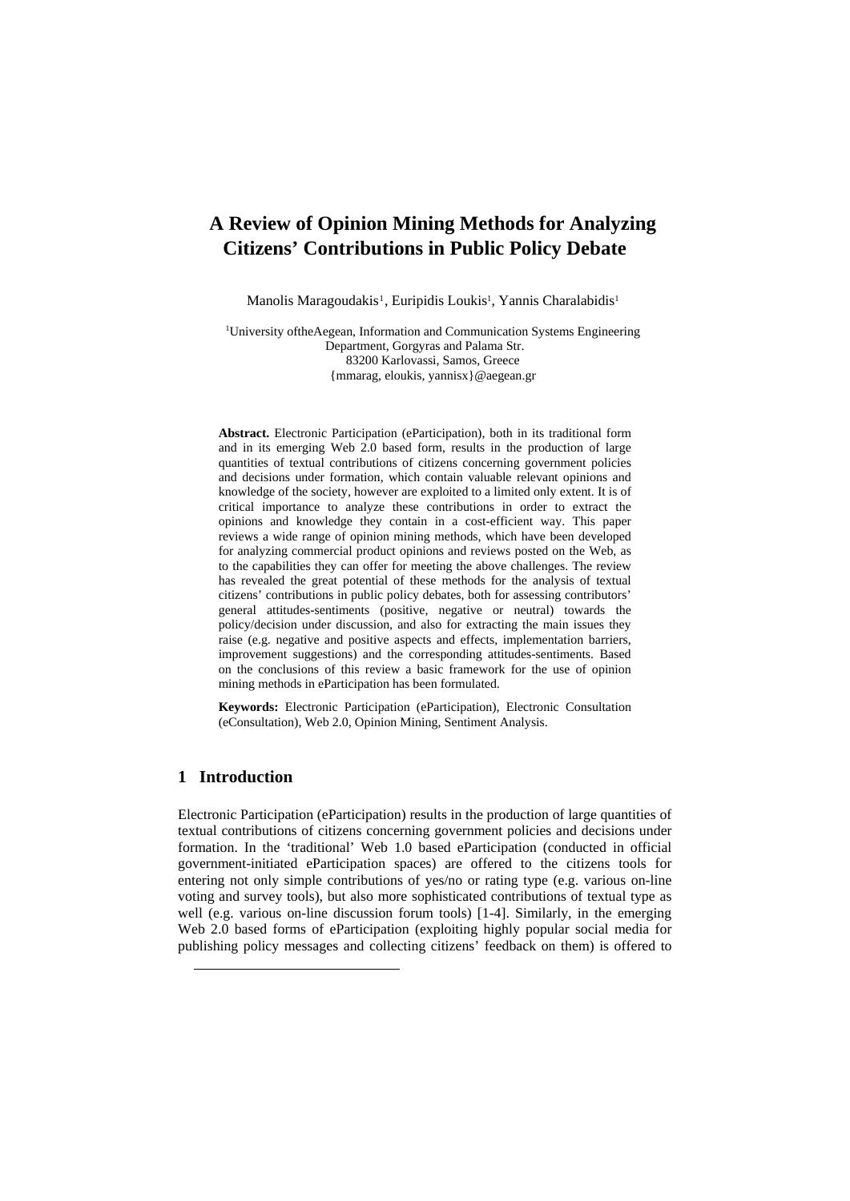# A Review of Opinion Mining Methods for Analyzing Citizens' Contributions in Public Policy Debate

Manolis Maragoudakis[1], Euripidis Loukis[1], Yannis Charalabidis[1]

[1]University oftheAegean, Information and Communication Systems Engineering Department, Gorgyras and Palama Str.
83200 Karlovassi, Samos, Greece
{mmarag, eloukis, yannisx}@aegean.gr

**Abstract.** Electronic Participation (eParticipation), both in its traditional form and in its emerging Web 2.0 based form, results in the production of large quantities of textual contributions of citizens concerning government policies and decisions under formation, which contain valuable relevant opinions and knowledge of the society, however are exploited to a limited only extent. It is of critical importance to analyze these contributions in order to extract the opinions and knowledge they contain in a cost-efficient way. This paper reviews a wide range of opinion mining methods, which have been developed for analyzing commercial product opinions and reviews posted on the Web, as to the capabilities they can offer for meeting the above challenges. The review has revealed the great potential of these methods for the analysis of textual citizens' contributions in public policy debates, both for assessing contributors' general attitudes-sentiments (positive, negative or neutral) towards the policy/decision under discussion, and also for extracting the main issues they raise (e.g. negative and positive aspects and effects, implementation barriers, improvement suggestions) and the corresponding attitudes-sentiments. Based on the conclusions of this review a basic framework for the use of opinion mining methods in eParticipation has been formulated.

**Keywords:** Electronic Participation (eParticipation), Electronic Consultation (eConsultation), Web 2.0, Opinion Mining, Sentiment Analysis.

## 1 Introduction

Electronic Participation (eParticipation) results in the production of large quantities of textual contributions of citizens concerning government policies and decisions under formation. In the 'traditional' Web 1.0 based eParticipation (conducted in official government-initiated eParticipation spaces) are offered to the citizens tools for entering not only simple contributions of yes/no or rating type (e.g. various on-line voting and survey tools), but also more sophisticated contributions of textual type as well (e.g. various on-line discussion forum tools) [1-4]. Similarly, in the emerging Web 2.0 based forms of eParticipation (exploiting highly popular social media for publishing policy messages and collecting citizens' feedback on them) is offered to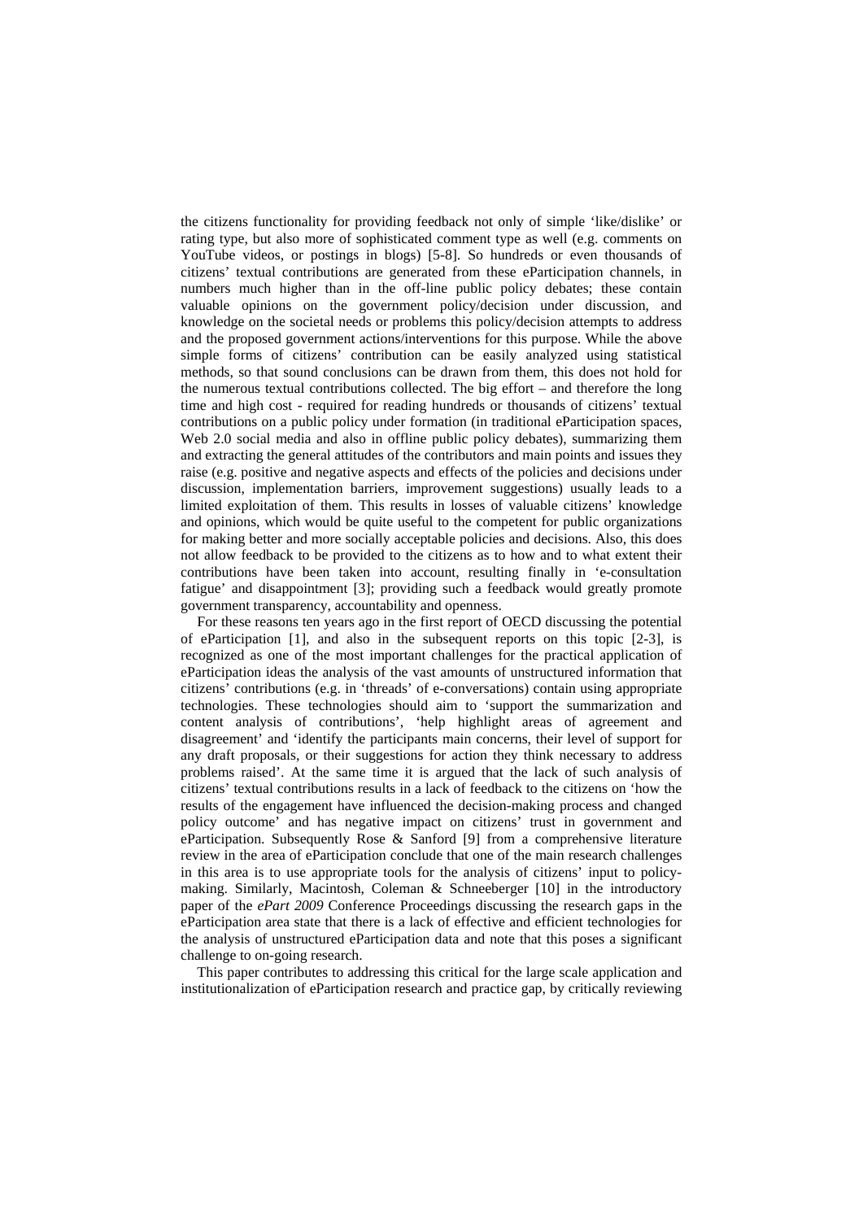the citizens functionality for providing feedback not only of simple 'like/dislike' or rating type, but also more of sophisticated comment type as well (e.g. comments on YouTube videos, or postings in blogs) [5-8]. So hundreds or even thousands of citizens' textual contributions are generated from these eParticipation channels, in numbers much higher than in the off-line public policy debates; these contain valuable opinions on the government policy/decision under discussion, and knowledge on the societal needs or problems this policy/decision attempts to address and the proposed government actions/interventions for this purpose. While the above simple forms of citizens' contribution can be easily analyzed using statistical methods, so that sound conclusions can be drawn from them, this does not hold for the numerous textual contributions collected. The big effort – and therefore the long time and high cost - required for reading hundreds or thousands of citizens' textual contributions on a public policy under formation (in traditional eParticipation spaces, Web 2.0 social media and also in offline public policy debates), summarizing them and extracting the general attitudes of the contributors and main points and issues they raise (e.g. positive and negative aspects and effects of the policies and decisions under discussion, implementation barriers, improvement suggestions) usually leads to a limited exploitation of them. This results in losses of valuable citizens' knowledge and opinions, which would be quite useful to the competent for public organizations for making better and more socially acceptable policies and decisions. Also, this does not allow feedback to be provided to the citizens as to how and to what extent their contributions have been taken into account, resulting finally in 'e-consultation fatigue' and disappointment [3]; providing such a feedback would greatly promote government transparency, accountability and openness.

For these reasons ten years ago in the first report of OECD discussing the potential of eParticipation [1], and also in the subsequent reports on this topic [2-3], is recognized as one of the most important challenges for the practical application of eParticipation ideas the analysis of the vast amounts of unstructured information that citizens' contributions (e.g. in 'threads' of e-conversations) contain using appropriate technologies. These technologies should aim to 'support the summarization and content analysis of contributions', 'help highlight areas of agreement and disagreement' and 'identify the participants main concerns, their level of support for any draft proposals, or their suggestions for action they think necessary to address problems raised'. At the same time it is argued that the lack of such analysis of citizens' textual contributions results in a lack of feedback to the citizens on 'how the results of the engagement have influenced the decision-making process and changed policy outcome' and has negative impact on citizens' trust in government and eParticipation. Subsequently Rose & Sanford [9] from a comprehensive literature review in the area of eParticipation conclude that one of the main research challenges in this area is to use appropriate tools for the analysis of citizens' input to policy-making. Similarly, Macintosh, Coleman & Schneeberger [10] in the introductory paper of the *ePart 2009* Conference Proceedings discussing the research gaps in the eParticipation area state that there is a lack of effective and efficient technologies for the analysis of unstructured eParticipation data and note that this poses a significant challenge to on-going research.

This paper contributes to addressing this critical for the large scale application and institutionalization of eParticipation research and practice gap, by critically reviewing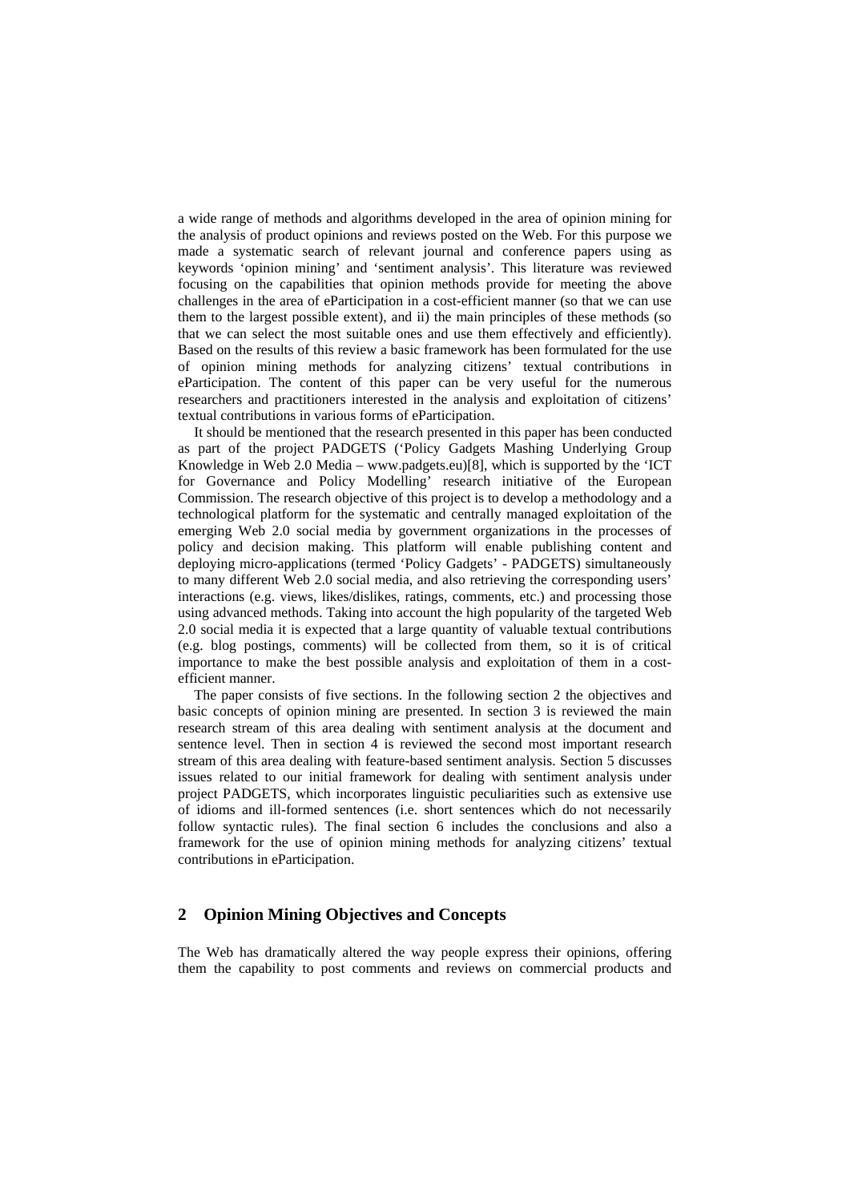a wide range of methods and algorithms developed in the area of opinion mining for the analysis of product opinions and reviews posted on the Web. For this purpose we made a systematic search of relevant journal and conference papers using as keywords 'opinion mining' and 'sentiment analysis'. This literature was reviewed focusing on the capabilities that opinion methods provide for meeting the above challenges in the area of eParticipation in a cost-efficient manner (so that we can use them to the largest possible extent), and ii) the main principles of these methods (so that we can select the most suitable ones and use them effectively and efficiently). Based on the results of this review a basic framework has been formulated for the use of opinion mining methods for analyzing citizens' textual contributions in eParticipation. The content of this paper can be very useful for the numerous researchers and practitioners interested in the analysis and exploitation of citizens' textual contributions in various forms of eParticipation.

It should be mentioned that the research presented in this paper has been conducted as part of the project PADGETS ('Policy Gadgets Mashing Underlying Group Knowledge in Web 2.0 Media – www.padgets.eu)[8], which is supported by the 'ICT for Governance and Policy Modelling' research initiative of the European Commission. The research objective of this project is to develop a methodology and a technological platform for the systematic and centrally managed exploitation of the emerging Web 2.0 social media by government organizations in the processes of policy and decision making. This platform will enable publishing content and deploying micro-applications (termed 'Policy Gadgets' - PADGETS) simultaneously to many different Web 2.0 social media, and also retrieving the corresponding users' interactions (e.g. views, likes/dislikes, ratings, comments, etc.) and processing those using advanced methods. Taking into account the high popularity of the targeted Web 2.0 social media it is expected that a large quantity of valuable textual contributions (e.g. blog postings, comments) will be collected from them, so it is of critical importance to make the best possible analysis and exploitation of them in a cost-efficient manner.

The paper consists of five sections. In the following section 2 the objectives and basic concepts of opinion mining are presented. In section 3 is reviewed the main research stream of this area dealing with sentiment analysis at the document and sentence level. Then in section 4 is reviewed the second most important research stream of this area dealing with feature-based sentiment analysis. Section 5 discusses issues related to our initial framework for dealing with sentiment analysis under project PADGETS, which incorporates linguistic peculiarities such as extensive use of idioms and ill-formed sentences (i.e. short sentences which do not necessarily follow syntactic rules). The final section 6 includes the conclusions and also a framework for the use of opinion mining methods for analyzing citizens' textual contributions in eParticipation.

## 2 Opinion Mining Objectives and Concepts

The Web has dramatically altered the way people express their opinions, offering them the capability to post comments and reviews on commercial products and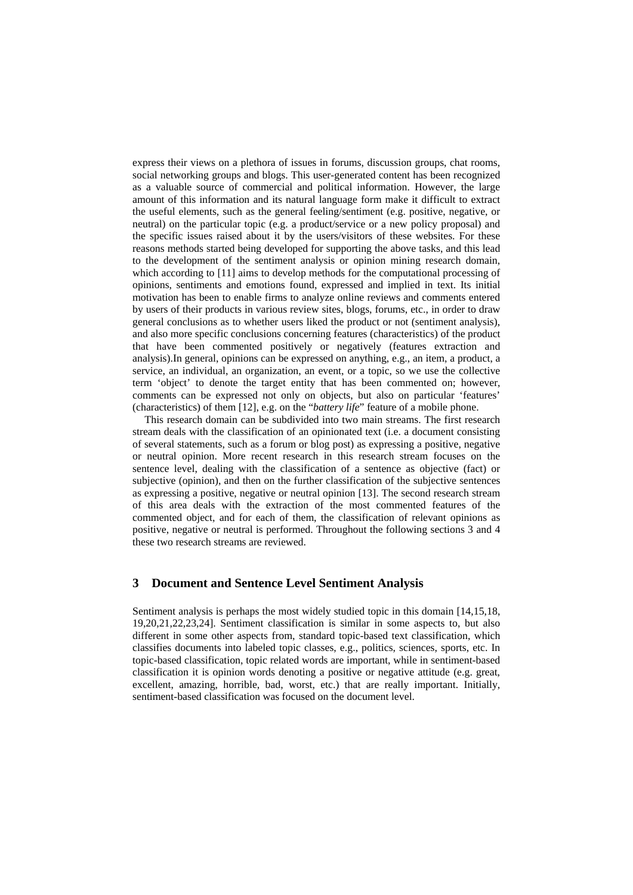express their views on a plethora of issues in forums, discussion groups, chat rooms, social networking groups and blogs. This user-generated content has been recognized as a valuable source of commercial and political information. However, the large amount of this information and its natural language form make it difficult to extract the useful elements, such as the general feeling/sentiment (e.g. positive, negative, or neutral) on the particular topic (e.g. a product/service or a new policy proposal) and the specific issues raised about it by the users/visitors of these websites. For these reasons methods started being developed for supporting the above tasks, and this lead to the development of the sentiment analysis or opinion mining research domain, which according to [11] aims to develop methods for the computational processing of opinions, sentiments and emotions found, expressed and implied in text. Its initial motivation has been to enable firms to analyze online reviews and comments entered by users of their products in various review sites, blogs, forums, etc., in order to draw general conclusions as to whether users liked the product or not (sentiment analysis), and also more specific conclusions concerning features (characteristics) of the product that have been commented positively or negatively (features extraction and analysis).In general, opinions can be expressed on anything, e.g., an item, a product, a service, an individual, an organization, an event, or a topic, so we use the collective term 'object' to denote the target entity that has been commented on; however, comments can be expressed not only on objects, but also on particular 'features' (characteristics) of them [12], e.g. on the "*battery life*" feature of a mobile phone.

This research domain can be subdivided into two main streams. The first research stream deals with the classification of an opinionated text (i.e. a document consisting of several statements, such as a forum or blog post) as expressing a positive, negative or neutral opinion. More recent research in this research stream focuses on the sentence level, dealing with the classification of a sentence as objective (fact) or subjective (opinion), and then on the further classification of the subjective sentences as expressing a positive, negative or neutral opinion [13]. The second research stream of this area deals with the extraction of the most commented features of the commented object, and for each of them, the classification of relevant opinions as positive, negative or neutral is performed. Throughout the following sections 3 and 4 these two research streams are reviewed.

## 3 Document and Sentence Level Sentiment Analysis

Sentiment analysis is perhaps the most widely studied topic in this domain [14,15,18, 19,20,21,22,23,24]. Sentiment classification is similar in some aspects to, but also different in some other aspects from, standard topic-based text classification, which classifies documents into labeled topic classes, e.g., politics, sciences, sports, etc. In topic-based classification, topic related words are important, while in sentiment-based classification it is opinion words denoting a positive or negative attitude (e.g. great, excellent, amazing, horrible, bad, worst, etc.) that are really important. Initially, sentiment-based classification was focused on the document level.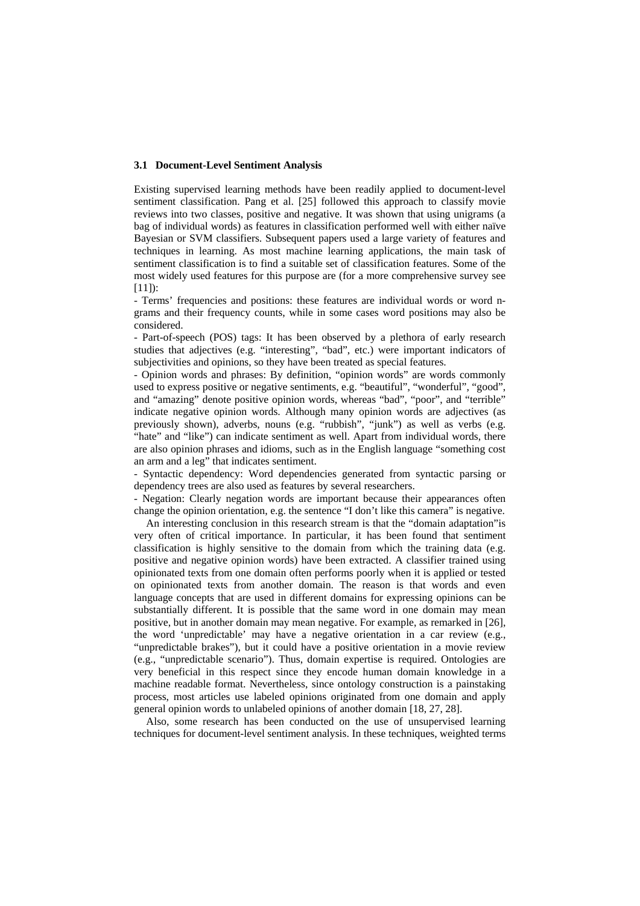### 3.1 Document-Level Sentiment Analysis

Existing supervised learning methods have been readily applied to document-level sentiment classification. Pang et al. [25] followed this approach to classify movie reviews into two classes, positive and negative. It was shown that using unigrams (a bag of individual words) as features in classification performed well with either naïve Bayesian or SVM classifiers. Subsequent papers used a large variety of features and techniques in learning. As most machine learning applications, the main task of sentiment classification is to find a suitable set of classification features. Some of the most widely used features for this purpose are (for a more comprehensive survey see [11]):

- Terms' frequencies and positions: these features are individual words or word n-grams and their frequency counts, while in some cases word positions may also be considered.
- Part-of-speech (POS) tags: It has been observed by a plethora of early research studies that adjectives (e.g. "interesting", "bad", etc.) were important indicators of subjectivities and opinions, so they have been treated as special features.
- Opinion words and phrases: By definition, "opinion words" are words commonly used to express positive or negative sentiments, e.g. "beautiful", "wonderful", "good", and "amazing" denote positive opinion words, whereas "bad", "poor", and "terrible" indicate negative opinion words. Although many opinion words are adjectives (as previously shown), adverbs, nouns (e.g. "rubbish", "junk") as well as verbs (e.g. "hate" and "like") can indicate sentiment as well. Apart from individual words, there are also opinion phrases and idioms, such as in the English language "something cost an arm and a leg" that indicates sentiment.
- Syntactic dependency: Word dependencies generated from syntactic parsing or dependency trees are also used as features by several researchers.
- Negation: Clearly negation words are important because their appearances often change the opinion orientation, e.g. the sentence "I don't like this camera" is negative.

An interesting conclusion in this research stream is that the "domain adaptation"is very often of critical importance. In particular, it has been found that sentiment classification is highly sensitive to the domain from which the training data (e.g. positive and negative opinion words) have been extracted. A classifier trained using opinionated texts from one domain often performs poorly when it is applied or tested on opinionated texts from another domain. The reason is that words and even language concepts that are used in different domains for expressing opinions can be substantially different. It is possible that the same word in one domain may mean positive, but in another domain may mean negative. For example, as remarked in [26], the word 'unpredictable' may have a negative orientation in a car review (e.g., "unpredictable brakes"), but it could have a positive orientation in a movie review (e.g., "unpredictable scenario"). Thus, domain expertise is required. Ontologies are very beneficial in this respect since they encode human domain knowledge in a machine readable format. Nevertheless, since ontology construction is a painstaking process, most articles use labeled opinions originated from one domain and apply general opinion words to unlabeled opinions of another domain [18, 27, 28].

Also, some research has been conducted on the use of unsupervised learning techniques for document-level sentiment analysis. In these techniques, weighted terms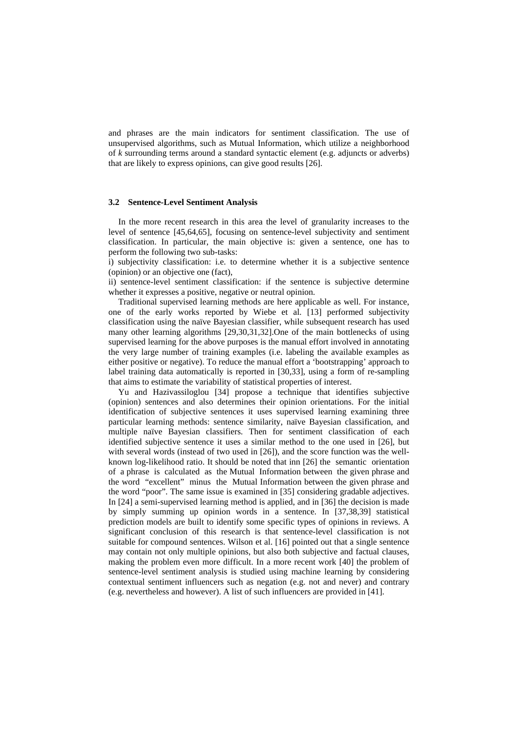and phrases are the main indicators for sentiment classification. The use of unsupervised algorithms, such as Mutual Information, which utilize a neighborhood of *k* surrounding terms around a standard syntactic element (e.g. adjuncts or adverbs) that are likely to express opinions, can give good results [26].

### 3.2 Sentence-Level Sentiment Analysis

In the more recent research in this area the level of granularity increases to the level of sentence [45,64,65], focusing on sentence-level subjectivity and sentiment classification. In particular, the main objective is: given a sentence, one has to perform the following two sub-tasks:

i) subjectivity classification: i.e. to determine whether it is a subjective sentence (opinion) or an objective one (fact),

ii) sentence-level sentiment classification: if the sentence is subjective determine whether it expresses a positive, negative or neutral opinion.

Traditional supervised learning methods are here applicable as well. For instance, one of the early works reported by Wiebe et al. [13] performed subjectivity classification using the naïve Bayesian classifier, while subsequent research has used many other learning algorithms [29,30,31,32].One of the main bottlenecks of using supervised learning for the above purposes is the manual effort involved in annotating the very large number of training examples (i.e. labeling the available examples as either positive or negative). To reduce the manual effort a 'bootstrapping' approach to label training data automatically is reported in [30,33], using a form of re-sampling that aims to estimate the variability of statistical properties of interest.

Yu and Hazivassiloglou [34] propose a technique that identifies subjective (opinion) sentences and also determines their opinion orientations. For the initial identification of subjective sentences it uses supervised learning examining three particular learning methods: sentence similarity, naïve Bayesian classification, and multiple naïve Bayesian classifiers. Then for sentiment classification of each identified subjective sentence it uses a similar method to the one used in [26], but with several words (instead of two used in [26]), and the score function was the well-known log-likelihood ratio. It should be noted that inn [26] the semantic orientation of a phrase is calculated as the Mutual Information between the given phrase and the word "excellent" minus the Mutual Information between the given phrase and the word "poor". The same issue is examined in [35] considering gradable adjectives. In [24] a semi-supervised learning method is applied, and in [36] the decision is made by simply summing up opinion words in a sentence. In [37,38,39] statistical prediction models are built to identify some specific types of opinions in reviews. A significant conclusion of this research is that sentence-level classification is not suitable for compound sentences. Wilson et al. [16] pointed out that a single sentence may contain not only multiple opinions, but also both subjective and factual clauses, making the problem even more difficult. In a more recent work [40] the problem of sentence-level sentiment analysis is studied using machine learning by considering contextual sentiment influencers such as negation (e.g. not and never) and contrary (e.g. nevertheless and however). A list of such influencers are provided in [41].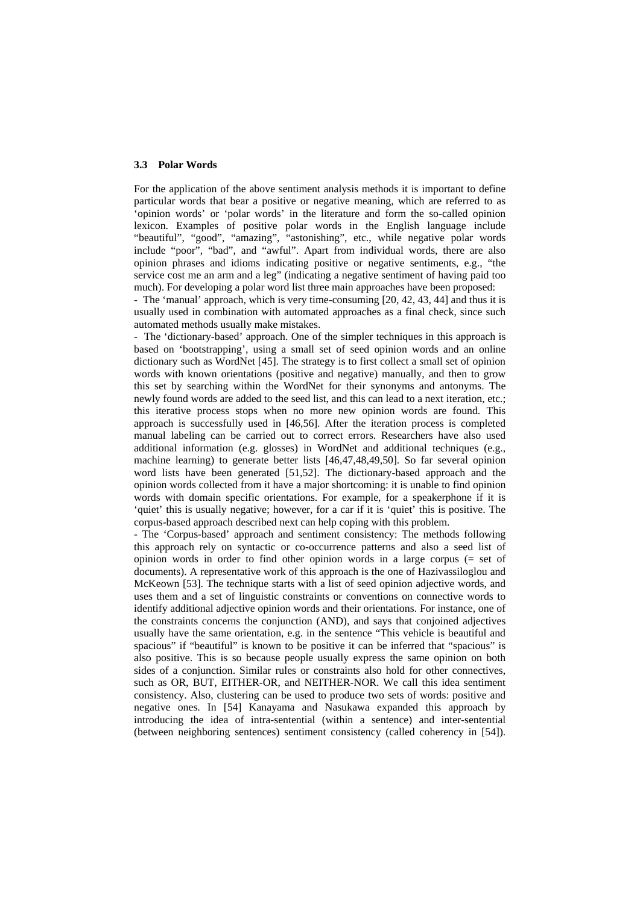### 3.3 Polar Words

For the application of the above sentiment analysis methods it is important to define particular words that bear a positive or negative meaning, which are referred to as 'opinion words' or 'polar words' in the literature and form the so-called opinion lexicon. Examples of positive polar words in the English language include "beautiful", "good", "amazing", "astonishing", etc., while negative polar words include "poor", "bad", and "awful". Apart from individual words, there are also opinion phrases and idioms indicating positive or negative sentiments, e.g., "the service cost me an arm and a leg" (indicating a negative sentiment of having paid too much). For developing a polar word list three main approaches have been proposed:

- The 'manual' approach, which is very time-consuming [20, 42, 43, 44] and thus it is usually used in combination with automated approaches as a final check, since such automated methods usually make mistakes.
- The 'dictionary-based' approach. One of the simpler techniques in this approach is based on 'bootstrapping', using a small set of seed opinion words and an online dictionary such as WordNet [45]. The strategy is to first collect a small set of opinion words with known orientations (positive and negative) manually, and then to grow this set by searching within the WordNet for their synonyms and antonyms. The newly found words are added to the seed list, and this can lead to a next iteration, etc.; this iterative process stops when no more new opinion words are found. This approach is successfully used in [46,56]. After the iteration process is completed manual labeling can be carried out to correct errors. Researchers have also used additional information (e.g. glosses) in WordNet and additional techniques (e.g., machine learning) to generate better lists [46,47,48,49,50]. So far several opinion word lists have been generated [51,52]. The dictionary-based approach and the opinion words collected from it have a major shortcoming: it is unable to find opinion words with domain specific orientations. For example, for a speakerphone if it is 'quiet' this is usually negative; however, for a car if it is 'quiet' this is positive. The corpus-based approach described next can help coping with this problem.
- The 'Corpus-based' approach and sentiment consistency: The methods following this approach rely on syntactic or co-occurrence patterns and also a seed list of opinion words in order to find other opinion words in a large corpus (= set of documents). A representative work of this approach is the one of Hazivassiloglou and McKeown [53]. The technique starts with a list of seed opinion adjective words, and uses them and a set of linguistic constraints or conventions on connective words to identify additional adjective opinion words and their orientations. For instance, one of the constraints concerns the conjunction (AND), and says that conjoined adjectives usually have the same orientation, e.g. in the sentence "This vehicle is beautiful and spacious" if "beautiful" is known to be positive it can be inferred that "spacious" is also positive. This is so because people usually express the same opinion on both sides of a conjunction. Similar rules or constraints also hold for other connectives, such as OR, BUT, EITHER-OR, and NEITHER-NOR. We call this idea sentiment consistency. Also, clustering can be used to produce two sets of words: positive and negative ones. In [54] Kanayama and Nasukawa expanded this approach by introducing the idea of intra-sentential (within a sentence) and inter-sentential (between neighboring sentences) sentiment consistency (called coherency in [54]).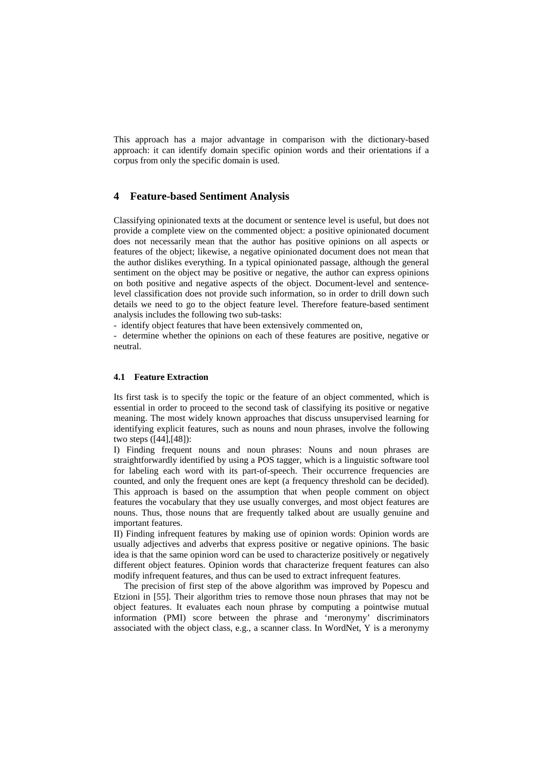This approach has a major advantage in comparison with the dictionary-based approach: it can identify domain specific opinion words and their orientations if a corpus from only the specific domain is used.

## 4 Feature-based Sentiment Analysis

Classifying opinionated texts at the document or sentence level is useful, but does not provide a complete view on the commented object: a positive opinionated document does not necessarily mean that the author has positive opinions on all aspects or features of the object; likewise, a negative opinionated document does not mean that the author dislikes everything. In a typical opinionated passage, although the general sentiment on the object may be positive or negative, the author can express opinions on both positive and negative aspects of the object. Document-level and sentence-level classification does not provide such information, so in order to drill down such details we need to go to the object feature level. Therefore feature-based sentiment analysis includes the following two sub-tasks:

- identify object features that have been extensively commented on,
- determine whether the opinions on each of these features are positive, negative or neutral.

### 4.1 Feature Extraction

Its first task is to specify the topic or the feature of an object commented, which is essential in order to proceed to the second task of classifying its positive or negative meaning. The most widely known approaches that discuss unsupervised learning for identifying explicit features, such as nouns and noun phrases, involve the following two steps ([44],[48]):

I) Finding frequent nouns and noun phrases: Nouns and noun phrases are straightforwardly identified by using a POS tagger, which is a linguistic software tool for labeling each word with its part-of-speech. Their occurrence frequencies are counted, and only the frequent ones are kept (a frequency threshold can be decided). This approach is based on the assumption that when people comment on object features the vocabulary that they use usually converges, and most object features are nouns. Thus, those nouns that are frequently talked about are usually genuine and important features.

II) Finding infrequent features by making use of opinion words: Opinion words are usually adjectives and adverbs that express positive or negative opinions. The basic idea is that the same opinion word can be used to characterize positively or negatively different object features. Opinion words that characterize frequent features can also modify infrequent features, and thus can be used to extract infrequent features.

The precision of first step of the above algorithm was improved by Popescu and Etzioni in [55]. Their algorithm tries to remove those noun phrases that may not be object features. It evaluates each noun phrase by computing a pointwise mutual information (PMI) score between the phrase and 'meronymy' discriminators associated with the object class, e.g., a scanner class. In WordNet, Y is a meronymy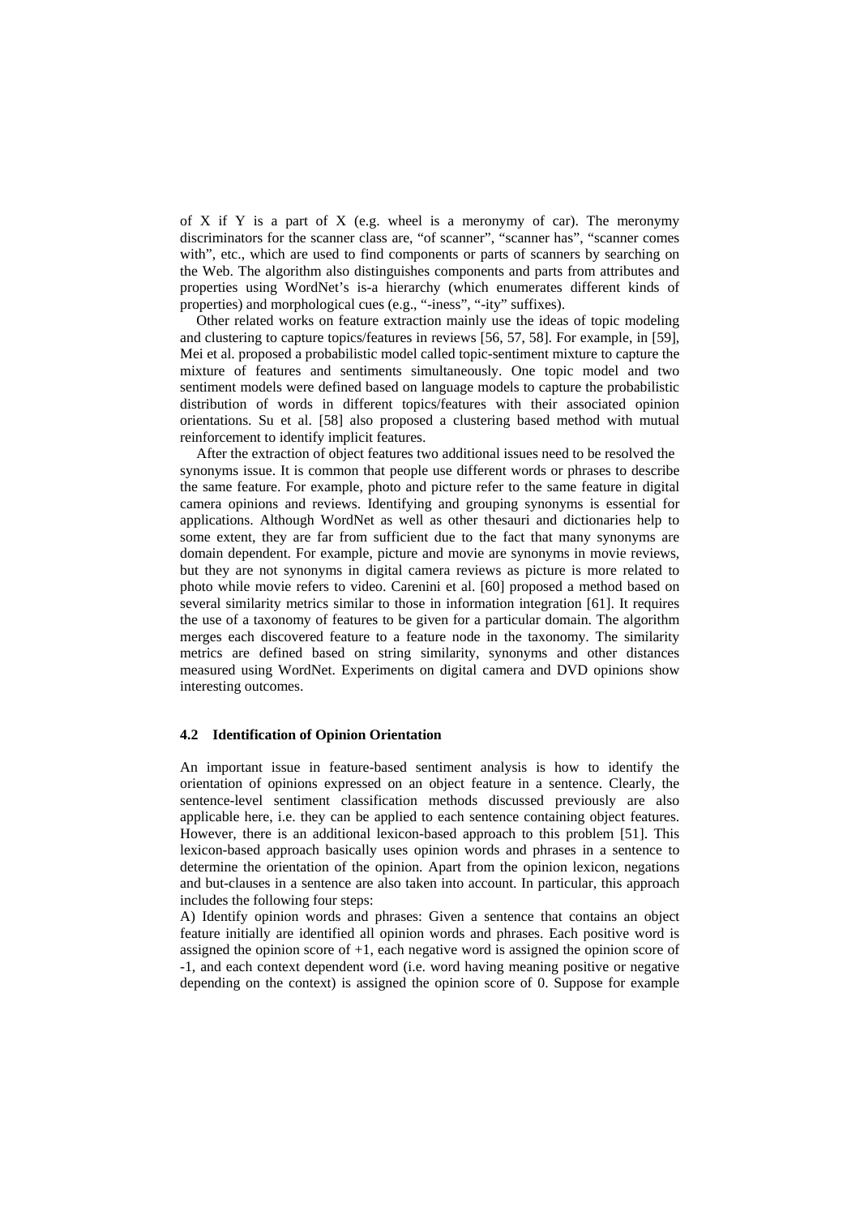of X if Y is a part of X (e.g. wheel is a meronymy of car). The meronymy discriminators for the scanner class are, "of scanner", "scanner has", "scanner comes with", etc., which are used to find components or parts of scanners by searching on the Web. The algorithm also distinguishes components and parts from attributes and properties using WordNet's is-a hierarchy (which enumerates different kinds of properties) and morphological cues (e.g., "-iness", "-ity" suffixes).

Other related works on feature extraction mainly use the ideas of topic modeling and clustering to capture topics/features in reviews [56, 57, 58]. For example, in [59], Mei et al. proposed a probabilistic model called topic-sentiment mixture to capture the mixture of features and sentiments simultaneously. One topic model and two sentiment models were defined based on language models to capture the probabilistic distribution of words in different topics/features with their associated opinion orientations. Su et al. [58] also proposed a clustering based method with mutual reinforcement to identify implicit features.

After the extraction of object features two additional issues need to be resolved the synonyms issue. It is common that people use different words or phrases to describe the same feature. For example, photo and picture refer to the same feature in digital camera opinions and reviews. Identifying and grouping synonyms is essential for applications. Although WordNet as well as other thesauri and dictionaries help to some extent, they are far from sufficient due to the fact that many synonyms are domain dependent. For example, picture and movie are synonyms in movie reviews, but they are not synonyms in digital camera reviews as picture is more related to photo while movie refers to video. Carenini et al. [60] proposed a method based on several similarity metrics similar to those in information integration [61]. It requires the use of a taxonomy of features to be given for a particular domain. The algorithm merges each discovered feature to a feature node in the taxonomy. The similarity metrics are defined based on string similarity, synonyms and other distances measured using WordNet. Experiments on digital camera and DVD opinions show interesting outcomes.

### 4.2 Identification of Opinion Orientation

An important issue in feature-based sentiment analysis is how to identify the orientation of opinions expressed on an object feature in a sentence. Clearly, the sentence-level sentiment classification methods discussed previously are also applicable here, i.e. they can be applied to each sentence containing object features. However, there is an additional lexicon-based approach to this problem [51]. This lexicon-based approach basically uses opinion words and phrases in a sentence to determine the orientation of the opinion. Apart from the opinion lexicon, negations and but-clauses in a sentence are also taken into account. In particular, this approach includes the following four steps:

A) Identify opinion words and phrases: Given a sentence that contains an object feature initially are identified all opinion words and phrases. Each positive word is assigned the opinion score of +1, each negative word is assigned the opinion score of -1, and each context dependent word (i.e. word having meaning positive or negative depending on the context) is assigned the opinion score of 0. Suppose for example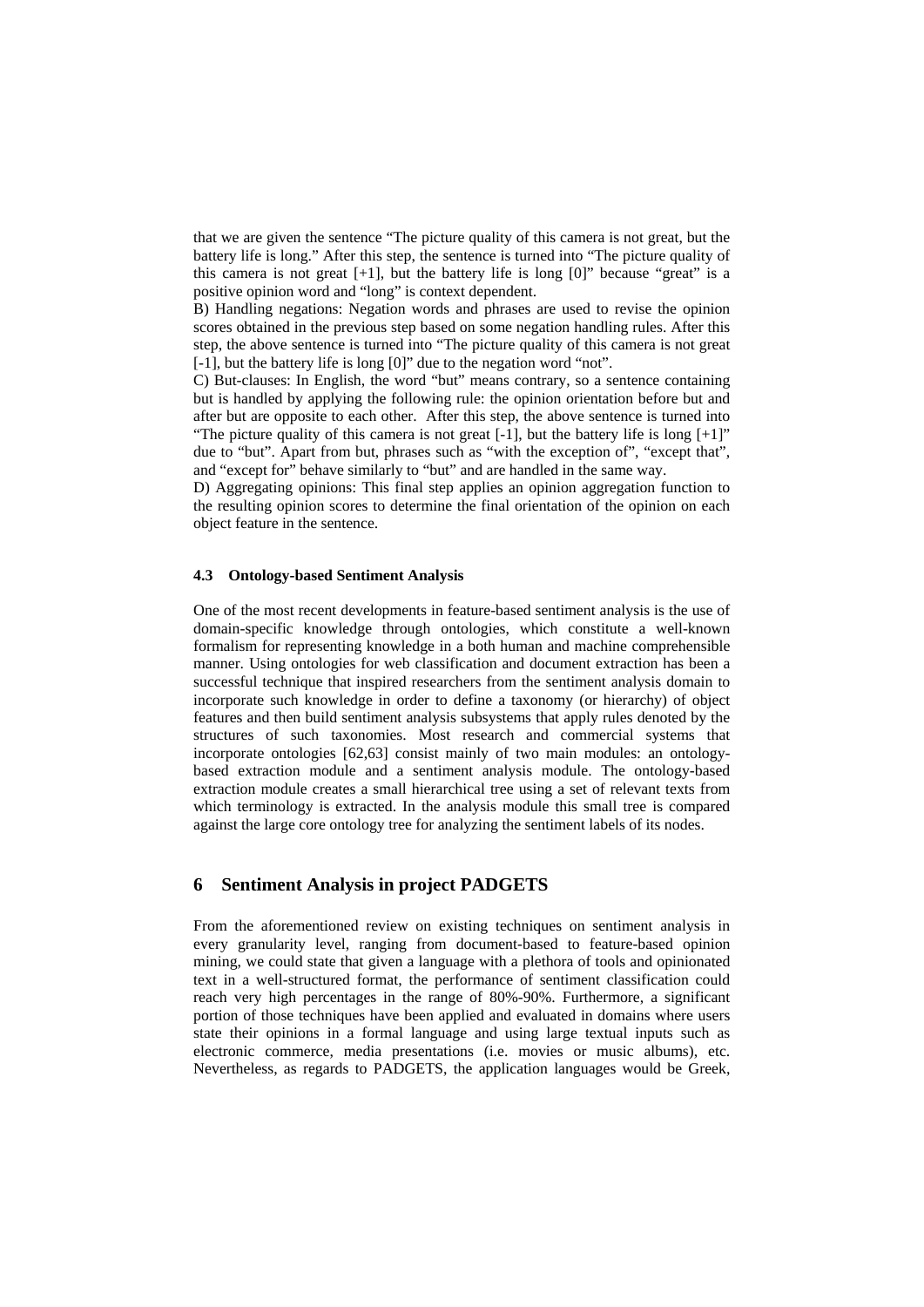that we are given the sentence "The picture quality of this camera is not great, but the battery life is long." After this step, the sentence is turned into "The picture quality of this camera is not great [+1], but the battery life is long [0]" because "great" is a positive opinion word and "long" is context dependent.

B) Handling negations: Negation words and phrases are used to revise the opinion scores obtained in the previous step based on some negation handling rules. After this step, the above sentence is turned into "The picture quality of this camera is not great [-1], but the battery life is long [0]" due to the negation word "not".

C) But-clauses: In English, the word "but" means contrary, so a sentence containing but is handled by applying the following rule: the opinion orientation before but and after but are opposite to each other. After this step, the above sentence is turned into "The picture quality of this camera is not great [-1], but the battery life is long [+1]" due to "but". Apart from but, phrases such as "with the exception of", "except that", and "except for" behave similarly to "but" and are handled in the same way.

D) Aggregating opinions: This final step applies an opinion aggregation function to the resulting opinion scores to determine the final orientation of the opinion on each object feature in the sentence.

### 4.3 Ontology-based Sentiment Analysis

One of the most recent developments in feature-based sentiment analysis is the use of domain-specific knowledge through ontologies, which constitute a well-known formalism for representing knowledge in a both human and machine comprehensible manner. Using ontologies for web classification and document extraction has been a successful technique that inspired researchers from the sentiment analysis domain to incorporate such knowledge in order to define a taxonomy (or hierarchy) of object features and then build sentiment analysis subsystems that apply rules denoted by the structures of such taxonomies. Most research and commercial systems that incorporate ontologies [62,63] consist mainly of two main modules: an ontology-based extraction module and a sentiment analysis module. The ontology-based extraction module creates a small hierarchical tree using a set of relevant texts from which terminology is extracted. In the analysis module this small tree is compared against the large core ontology tree for analyzing the sentiment labels of its nodes.

## 6 Sentiment Analysis in project PADGETS

From the aforementioned review on existing techniques on sentiment analysis in every granularity level, ranging from document-based to feature-based opinion mining, we could state that given a language with a plethora of tools and opinionated text in a well-structured format, the performance of sentiment classification could reach very high percentages in the range of 80%-90%. Furthermore, a significant portion of those techniques have been applied and evaluated in domains where users state their opinions in a formal language and using large textual inputs such as electronic commerce, media presentations (i.e. movies or music albums), etc. Nevertheless, as regards to PADGETS, the application languages would be Greek,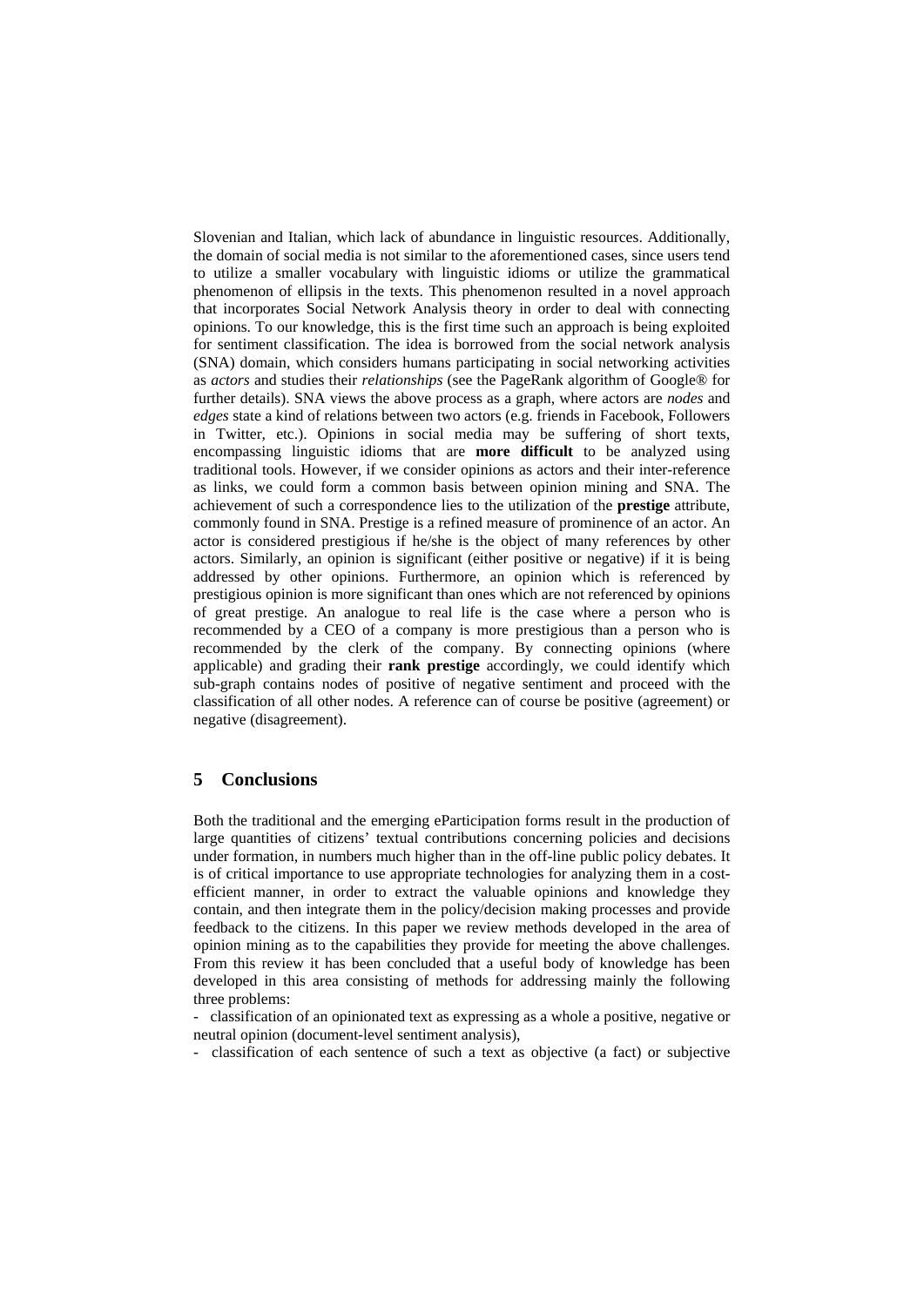Slovenian and Italian, which lack of abundance in linguistic resources. Additionally, the domain of social media is not similar to the aforementioned cases, since users tend to utilize a smaller vocabulary with linguistic idioms or utilize the grammatical phenomenon of ellipsis in the texts. This phenomenon resulted in a novel approach that incorporates Social Network Analysis theory in order to deal with connecting opinions. To our knowledge, this is the first time such an approach is being exploited for sentiment classification. The idea is borrowed from the social network analysis (SNA) domain, which considers humans participating in social networking activities as *actors* and studies their *relationships* (see the PageRank algorithm of Google® for further details). SNA views the above process as a graph, where actors are *nodes* and *edges* state a kind of relations between two actors (e.g. friends in Facebook, Followers in Twitter, etc.). Opinions in social media may be suffering of short texts, encompassing linguistic idioms that are **more difficult** to be analyzed using traditional tools. However, if we consider opinions as actors and their inter-reference as links, we could form a common basis between opinion mining and SNA. The achievement of such a correspondence lies to the utilization of the **prestige** attribute, commonly found in SNA. Prestige is a refined measure of prominence of an actor. An actor is considered prestigious if he/she is the object of many references by other actors. Similarly, an opinion is significant (either positive or negative) if it is being addressed by other opinions. Furthermore, an opinion which is referenced by prestigious opinion is more significant than ones which are not referenced by opinions of great prestige. An analogue to real life is the case where a person who is recommended by a CEO of a company is more prestigious than a person who is recommended by the clerk of the company. By connecting opinions (where applicable) and grading their **rank prestige** accordingly, we could identify which sub-graph contains nodes of positive of negative sentiment and proceed with the classification of all other nodes. A reference can of course be positive (agreement) or negative (disagreement).

## 5 Conclusions

Both the traditional and the emerging eParticipation forms result in the production of large quantities of citizens' textual contributions concerning policies and decisions under formation, in numbers much higher than in the off-line public policy debates. It is of critical importance to use appropriate technologies for analyzing them in a cost-efficient manner, in order to extract the valuable opinions and knowledge they contain, and then integrate them in the policy/decision making processes and provide feedback to the citizens. In this paper we review methods developed in the area of opinion mining as to the capabilities they provide for meeting the above challenges. From this review it has been concluded that a useful body of knowledge has been developed in this area consisting of methods for addressing mainly the following three problems:

- classification of an opinionated text as expressing as a whole a positive, negative or neutral opinion (document-level sentiment analysis),
- classification of each sentence of such a text as objective (a fact) or subjective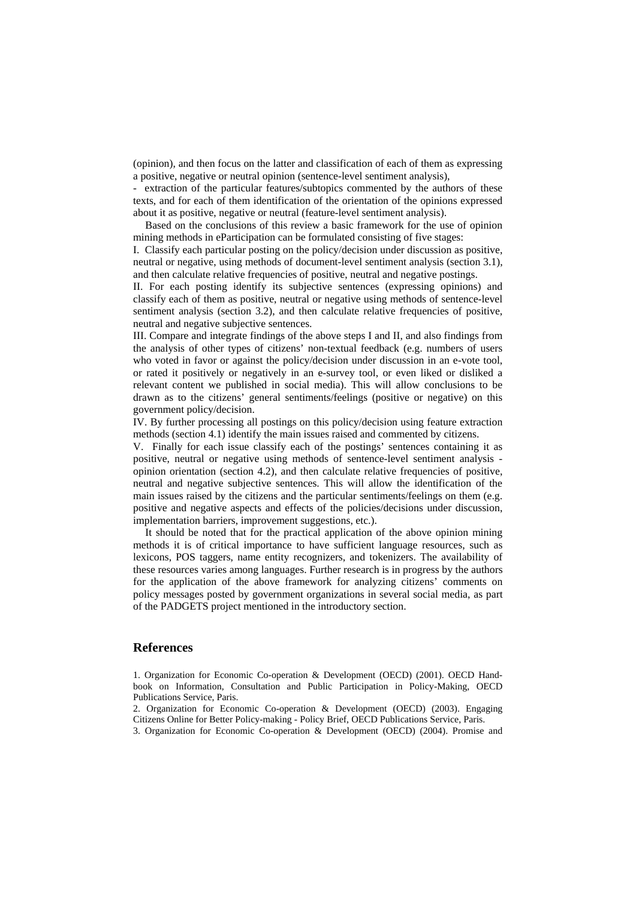(opinion), and then focus on the latter and classification of each of them as expressing a positive, negative or neutral opinion (sentence-level sentiment analysis),

- extraction of the particular features/subtopics commented by the authors of these texts, and for each of them identification of the orientation of the opinions expressed about it as positive, negative or neutral (feature-level sentiment analysis).

Based on the conclusions of this review a basic framework for the use of opinion mining methods in eParticipation can be formulated consisting of five stages:

I. Classify each particular posting on the policy/decision under discussion as positive, neutral or negative, using methods of document-level sentiment analysis (section 3.1), and then calculate relative frequencies of positive, neutral and negative postings.

II. For each posting identify its subjective sentences (expressing opinions) and classify each of them as positive, neutral or negative using methods of sentence-level sentiment analysis (section 3.2), and then calculate relative frequencies of positive, neutral and negative subjective sentences.

III. Compare and integrate findings of the above steps I and II, and also findings from the analysis of other types of citizens' non-textual feedback (e.g. numbers of users who voted in favor or against the policy/decision under discussion in an e-vote tool, or rated it positively or negatively in an e-survey tool, or even liked or disliked a relevant content we published in social media). This will allow conclusions to be drawn as to the citizens' general sentiments/feelings (positive or negative) on this government policy/decision.

IV. By further processing all postings on this policy/decision using feature extraction methods (section 4.1) identify the main issues raised and commented by citizens.

V. Finally for each issue classify each of the postings' sentences containing it as positive, neutral or negative using methods of sentence-level sentiment analysis - opinion orientation (section 4.2), and then calculate relative frequencies of positive, neutral and negative subjective sentences. This will allow the identification of the main issues raised by the citizens and the particular sentiments/feelings on them (e.g. positive and negative aspects and effects of the policies/decisions under discussion, implementation barriers, improvement suggestions, etc.).

It should be noted that for the practical application of the above opinion mining methods it is of critical importance to have sufficient language resources, such as lexicons, POS taggers, name entity recognizers, and tokenizers. The availability of these resources varies among languages. Further research is in progress by the authors for the application of the above framework for analyzing citizens' comments on policy messages posted by government organizations in several social media, as part of the PADGETS project mentioned in the introductory section.

## References

1. Organization for Economic Co-operation & Development (OECD) (2001). OECD Handbook on Information, Consultation and Public Participation in Policy-Making, OECD Publications Service, Paris.
2. Organization for Economic Co-operation & Development (OECD) (2003). Engaging Citizens Online for Better Policy-making - Policy Brief, OECD Publications Service, Paris.
3. Organization for Economic Co-operation & Development (OECD) (2004). Promise and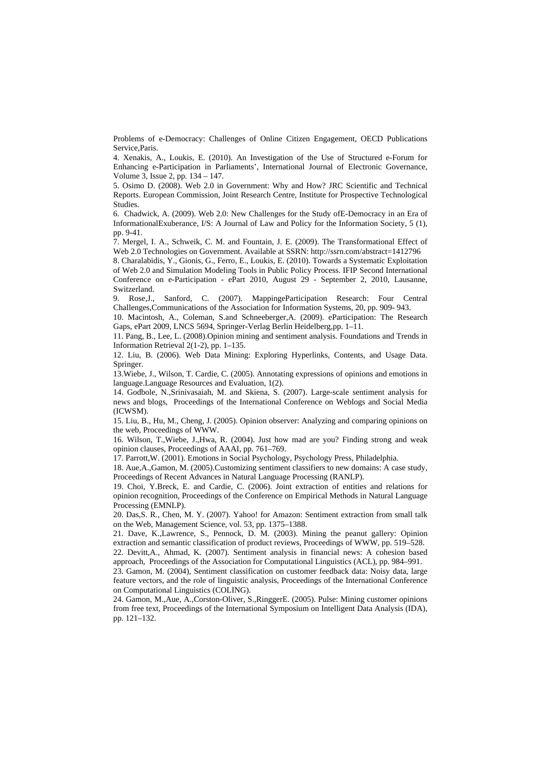Problems of e-Democracy: Challenges of Online Citizen Engagement, OECD Publications Service,Paris.

4. Xenakis, A., Loukis, E. (2010). An Investigation of the Use of Structured e-Forum for Enhancing e-Participation in Parliaments', International Journal of Electronic Governance, Volume 3, Issue 2, pp. 134 – 147.

5. Osimo D. (2008). Web 2.0 in Government: Why and How? JRC Scientific and Technical Reports. European Commission, Joint Research Centre, Institute for Prospective Technological Studies.

6. Chadwick, A. (2009). Web 2.0: New Challenges for the Study ofE-Democracy in an Era of InformationalExuberance, I/S: A Journal of Law and Policy for the Information Society, 5 (1), pp. 9-41.

7. Mergel, I. A., Schweik, C. M. and Fountain, J. E. (2009). The Transformational Effect of Web 2.0 Technologies on Government. Available at SSRN: http://ssrn.com/abstract=1412796

8. Charalabidis, Y., Gionis, G., Ferro, E., Loukis, E. (2010). Towards a Systematic Exploitation of Web 2.0 and Simulation Modeling Tools in Public Policy Process. IFIP Second International Conference on e-Participation - ePart 2010, August 29 - September 2, 2010, Lausanne, Switzerland.

9. Rose,J., Sanford, C. (2007). MappingeParticipation Research: Four Central Challenges,Communications of the Association for Information Systems, 20, pp. 909- 943.

10. Macintosh, A., Coleman, S.and Schneeberger,A. (2009). eParticipation: The Research Gaps, ePart 2009, LNCS 5694, Springer-Verlag Berlin Heidelberg,pp. 1–11.

11. Pang, B., Lee, L. (2008).Opinion mining and sentiment analysis. Foundations and Trends in Information Retrieval 2(1-2), pp. 1–135.

12. Liu, B. (2006). Web Data Mining: Exploring Hyperlinks, Contents, and Usage Data. Springer.

13.Wiebe, J., Wilson, T. Cardie, C. (2005). Annotating expressions of opinions and emotions in language.Language Resources and Evaluation, 1(2).

14. Godbole, N.,Srinivasaiah, M. and Skiena, S. (2007). Large-scale sentiment analysis for news and blogs, Proceedings of the International Conference on Weblogs and Social Media (ICWSM).

15. Liu, B., Hu, M., Cheng, J. (2005). Opinion observer: Analyzing and comparing opinions on the web, Proceedings of WWW.

16. Wilson, T.,Wiebe, J.,Hwa, R. (2004). Just how mad are you? Finding strong and weak opinion clauses, Proceedings of AAAI, pp. 761–769.

17. Parrott,W. (2001). Emotions in Social Psychology, Psychology Press, Philadelphia.

18. Aue,A.,Gamon, M. (2005).Customizing sentiment classifiers to new domains: A case study, Proceedings of Recent Advances in Natural Language Processing (RANLP).

19. Choi, Y.Breck, E. and Cardie, C. (2006). Joint extraction of entities and relations for opinion recognition, Proceedings of the Conference on Empirical Methods in Natural Language Processing (EMNLP).

20. Das,S. R., Chen, M. Y. (2007). Yahoo! for Amazon: Sentiment extraction from small talk on the Web, Management Science, vol. 53, pp. 1375–1388.

21. Dave, K.,Lawrence, S., Pennock, D. M. (2003). Mining the peanut gallery: Opinion extraction and semantic classification of product reviews, Proceedings of WWW, pp. 519–528.

22. Devitt,A., Ahmad, K. (2007). Sentiment analysis in financial news: A cohesion based approach, Proceedings of the Association for Computational Linguistics (ACL), pp. 984–991.

23. Gamon, M. (2004), Sentiment classification on customer feedback data: Noisy data, large feature vectors, and the role of linguistic analysis, Proceedings of the International Conference on Computational Linguistics (COLING).

24. Gamon, M.,Aue, A.,Corston-Oliver, S.,RinggerE. (2005). Pulse: Mining customer opinions from free text, Proceedings of the International Symposium on Intelligent Data Analysis (IDA), pp. 121–132.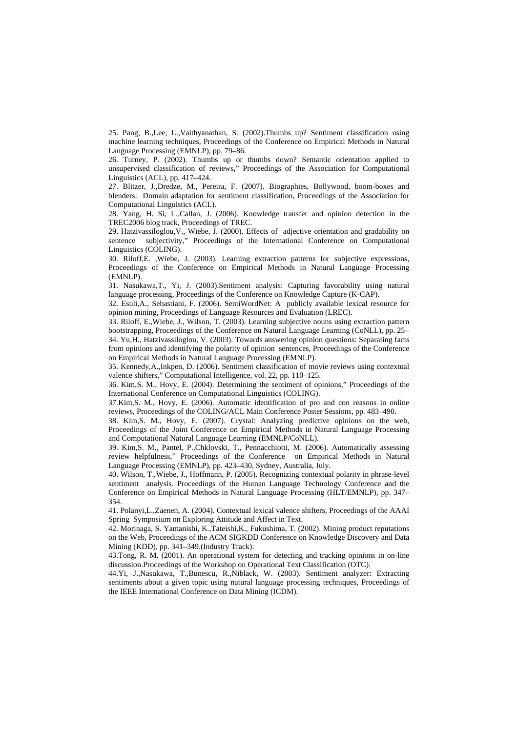25. Pang, B.,Lee, L.,Vaithyanathan, S. (2002).Thumbs up? Sentiment classification using machine learning techniques, Proceedings of the Conference on Empirical Methods in Natural Language Processing (EMNLP), pp. 79–86.

26. Turney, P. (2002). Thumbs up or thumbs down? Semantic orientation applied to unsupervised classification of reviews," Proceedings of the Association for Computational Linguistics (ACL), pp. 417–424.

27. Blitzer, J.,Dredze, M., Pereira, F. (2007). Biographies, Bollywood, boom-boxes and blenders: Domain adaptation for sentiment classification, Proceedings of the Association for Computational Linguistics (ACL).

28. Yang, H. Si, L.,Callan, J. (2006). Knowledge transfer and opinion detection in the TREC2006 blog track, Proceedings of TREC.

29. Hatzivassiloglou,V., Wiebe, J. (2000). Effects of adjective orientation and gradability on sentence subjectivity," Proceedings of the International Conference on Computational Linguistics (COLING).

30. Riloff,E. ,Wiebe, J. (2003). Learning extraction patterns for subjective expressions, Proceedings of the Conference on Empirical Methods in Natural Language Processing (EMNLP).

31. Nasukawa,T., Yi, J. (2003).Sentiment analysis: Capturing favorability using natural language processing, Proceedings of the Conference on Knowledge Capture (K-CAP).

32. Esuli,A., Sebastiani, F. (2006). SentiWordNet: A publicly available lexical resource for opinion mining, Proceedings of Language Resources and Evaluation (LREC).

33. Riloff, E.,Wiebe, J., Wilson, T. (2003). Learning subjective nouns using extraction pattern bootstrapping, Proceedings of the Conference on Natural Language Learning (CoNLL), pp. 25–

34. Yu,H., Hatzivassiloglou, V. (2003). Towards answering opinion questions: Separating facts from opinions and identifying the polarity of opinion sentences, Proceedings of the Conference on Empirical Methods in Natural Language Processing (EMNLP).

35. Kennedy,A.,Inkpen, D. (2006). Sentiment classification of movie reviews using contextual valence shifters," Computational Intelligence, vol. 22, pp. 110–125.

36. Kim,S. M., Hovy, E. (2004). Determining the sentiment of opinions," Proceedings of the International Conference on Computational Linguistics (COLING).

37.Kim,S. M., Hovy, E. (2006). Automatic identification of pro and con reasons in online reviews, Proceedings of the COLING/ACL Main Conference Poster Sessions, pp. 483–490.

38. Kim,S. M., Hovy, E. (2007). Crystal: Analyzing predictive opinions on the web, Proceedings of the Joint Conference on Empirical Methods in Natural Language Processing and Computational Natural Language Learning (EMNLP/CoNLL).

39. Kim,S. M., Pantel, P.,Chklovski, T., Pennacchiotti, M. (2006). Automatically assessing review helpfulness," Proceedings of the Conference on Empirical Methods in Natural Language Processing (EMNLP), pp. 423–430, Sydney, Australia, July.

40. Wilson, T.,Wiebe, J., Hoffmann, P. (2005). Recognizing contextual polarity in phrase-level sentiment analysis. Proceedings of the Human Language Technology Conference and the Conference on Empirical Methods in Natural Language Processing (HLT/EMNLP), pp. 347–354.

41. Polanyi,L.,Zaenen, A. (2004). Contextual lexical valence shifters, Proceedings of the AAAI Spring Symposium on Exploring Attitude and Affect in Text.

42. Morinaga, S. Yamanishi, K.,Tateishi,K., Fukushima, T. (2002). Mining product reputations on the Web, Proceedings of the ACM SIGKDD Conference on Knowledge Discovery and Data Mining (KDD), pp. 341–349.(Industry Track).

43.Tong, R. M. (2001). An operational system for detecting and tracking opinions in on-line discussion.Proceedings of the Workshop on Operational Text Classification (OTC).

44.Yi, J.,Nasukawa, T.,Bunescu, R.,Niblack, W. (2003). Sentiment analyzer: Extracting sentiments about a given topic using natural language processing techniques, Proceedings of the IEEE International Conference on Data Mining (ICDM).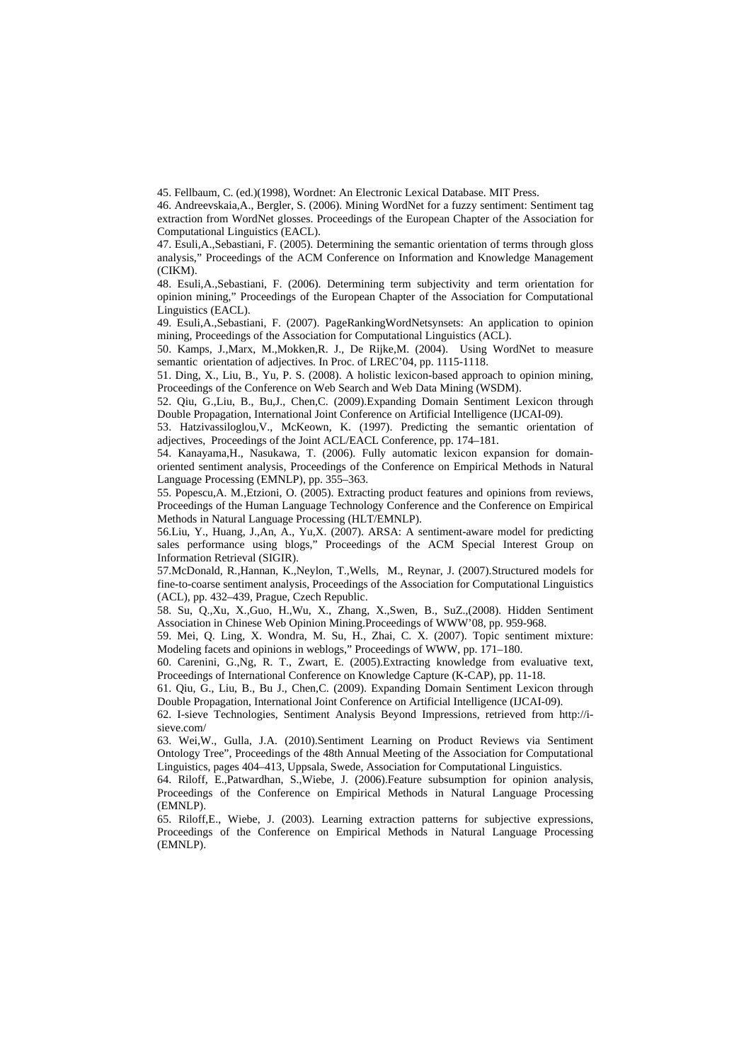45. Fellbaum, C. (ed.)(1998), Wordnet: An Electronic Lexical Database. MIT Press.

46. Andreevskaia,A., Bergler, S. (2006). Mining WordNet for a fuzzy sentiment: Sentiment tag extraction from WordNet glosses. Proceedings of the European Chapter of the Association for Computational Linguistics (EACL).

47. Esuli,A.,Sebastiani, F. (2005). Determining the semantic orientation of terms through gloss analysis," Proceedings of the ACM Conference on Information and Knowledge Management (CIKM).

48. Esuli,A.,Sebastiani, F. (2006). Determining term subjectivity and term orientation for opinion mining," Proceedings of the European Chapter of the Association for Computational Linguistics (EACL).

49. Esuli,A.,Sebastiani, F. (2007). PageRankingWordNetsynsets: An application to opinion mining, Proceedings of the Association for Computational Linguistics (ACL).

50. Kamps, J.,Marx, M.,Mokken,R. J., De Rijke,M. (2004). Using WordNet to measure semantic orientation of adjectives. In Proc. of LREC'04, pp. 1115-1118.

51. Ding, X., Liu, B., Yu, P. S. (2008). A holistic lexicon-based approach to opinion mining, Proceedings of the Conference on Web Search and Web Data Mining (WSDM).

52. Qiu, G.,Liu, B., Bu,J., Chen,C. (2009).Expanding Domain Sentiment Lexicon through Double Propagation, International Joint Conference on Artificial Intelligence (IJCAI-09).

53. Hatzivassiloglou,V., McKeown, K. (1997). Predicting the semantic orientation of adjectives, Proceedings of the Joint ACL/EACL Conference, pp. 174–181.

54. Kanayama,H., Nasukawa, T. (2006). Fully automatic lexicon expansion for domain-oriented sentiment analysis, Proceedings of the Conference on Empirical Methods in Natural Language Processing (EMNLP), pp. 355–363.

55. Popescu,A. M.,Etzioni, O. (2005). Extracting product features and opinions from reviews, Proceedings of the Human Language Technology Conference and the Conference on Empirical Methods in Natural Language Processing (HLT/EMNLP).

56.Liu, Y., Huang, J.,An, A., Yu,X. (2007). ARSA: A sentiment-aware model for predicting sales performance using blogs," Proceedings of the ACM Special Interest Group on Information Retrieval (SIGIR).

57.McDonald, R.,Hannan, K.,Neylon, T.,Wells, M., Reynar, J. (2007).Structured models for fine-to-coarse sentiment analysis, Proceedings of the Association for Computational Linguistics (ACL), pp. 432–439, Prague, Czech Republic.

58. Su, Q.,Xu, X.,Guo, H.,Wu, X., Zhang, X.,Swen, B., SuZ.,(2008). Hidden Sentiment Association in Chinese Web Opinion Mining.Proceedings of WWW'08, pp. 959-968.

59. Mei, Q. Ling, X. Wondra, M. Su, H., Zhai, C. X. (2007). Topic sentiment mixture: Modeling facets and opinions in weblogs," Proceedings of WWW, pp. 171–180.

60. Carenini, G.,Ng, R. T., Zwart, E. (2005).Extracting knowledge from evaluative text, Proceedings of International Conference on Knowledge Capture (K-CAP), pp. 11-18.

61. Qiu, G., Liu, B., Bu J., Chen,C. (2009). Expanding Domain Sentiment Lexicon through Double Propagation, International Joint Conference on Artificial Intelligence (IJCAI-09).

62. I-sieve Technologies, Sentiment Analysis Beyond Impressions, retrieved from http://i-sieve.com/

63. Wei,W., Gulla, J.A. (2010).Sentiment Learning on Product Reviews via Sentiment Ontology Tree", Proceedings of the 48th Annual Meeting of the Association for Computational Linguistics, pages 404–413, Uppsala, Swede, Association for Computational Linguistics.

64. Riloff, E.,Patwardhan, S.,Wiebe, J. (2006).Feature subsumption for opinion analysis, Proceedings of the Conference on Empirical Methods in Natural Language Processing (EMNLP).

65. Riloff,E., Wiebe, J. (2003). Learning extraction patterns for subjective expressions, Proceedings of the Conference on Empirical Methods in Natural Language Processing (EMNLP).